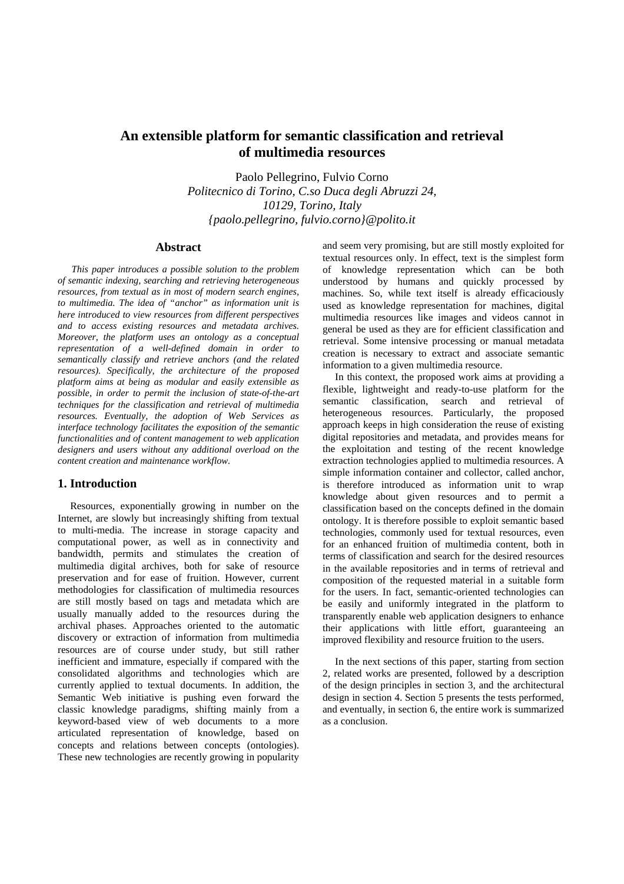# An extensible platform for semantic classification and retrieval of multimedia resources

Paolo Pellegrino, Fulvio Corno
*Politecnico di Torino, C.so Duca degli Abruzzi 24, 10129, Torino, Italy*
*{paolo.pellegrino, fulvio.corno}@polito.it*

## Abstract

*This paper introduces a possible solution to the problem of semantic indexing, searching and retrieving heterogeneous resources, from textual as in most of modern search engines, to multimedia. The idea of "anchor" as information unit is here introduced to view resources from different perspectives and to access existing resources and metadata archives. Moreover, the platform uses an ontology as a conceptual representation of a well-defined domain in order to semantically classify and retrieve anchors (and the related resources). Specifically, the architecture of the proposed platform aims at being as modular and easily extensible as possible, in order to permit the inclusion of state-of-the-art techniques for the classification and retrieval of multimedia resources. Eventually, the adoption of Web Services as interface technology facilitates the exposition of the semantic functionalities and of content management to web application designers and users without any additional overload on the content creation and maintenance workflow.*

## 1. Introduction

Resources, exponentially growing in number on the Internet, are slowly but increasingly shifting from textual to multi-media. The increase in storage capacity and computational power, as well as in connectivity and bandwidth, permits and stimulates the creation of multimedia digital archives, both for sake of resource preservation and for ease of fruition. However, current methodologies for classification of multimedia resources are still mostly based on tags and metadata which are usually manually added to the resources during the archival phases. Approaches oriented to the automatic discovery or extraction of information from multimedia resources are of course under study, but still rather inefficient and immature, especially if compared with the consolidated algorithms and technologies which are currently applied to textual documents. In addition, the Semantic Web initiative is pushing even forward the classic knowledge paradigms, shifting mainly from a keyword-based view of web documents to a more articulated representation of knowledge, based on concepts and relations between concepts (ontologies). These new technologies are recently growing in popularity and seem very promising, but are still mostly exploited for textual resources only. In effect, text is the simplest form of knowledge representation which can be both understood by humans and quickly processed by machines. So, while text itself is already efficaciously used as knowledge representation for machines, digital multimedia resources like images and videos cannot in general be used as they are for efficient classification and retrieval. Some intensive processing or manual metadata creation is necessary to extract and associate semantic information to a given multimedia resource.

In this context, the proposed work aims at providing a flexible, lightweight and ready-to-use platform for the semantic classification, search and retrieval of heterogeneous resources. Particularly, the proposed approach keeps in high consideration the reuse of existing digital repositories and metadata, and provides means for the exploitation and testing of the recent knowledge extraction technologies applied to multimedia resources. A simple information container and collector, called anchor, is therefore introduced as information unit to wrap knowledge about given resources and to permit a classification based on the concepts defined in the domain ontology. It is therefore possible to exploit semantic based technologies, commonly used for textual resources, even for an enhanced fruition of multimedia content, both in terms of classification and search for the desired resources in the available repositories and in terms of retrieval and composition of the requested material in a suitable form for the users. In fact, semantic-oriented technologies can be easily and uniformly integrated in the platform to transparently enable web application designers to enhance their applications with little effort, guaranteeing an improved flexibility and resource fruition to the users.

In the next sections of this paper, starting from section 2, related works are presented, followed by a description of the design principles in section 3, and the architectural design in section 4. Section 5 presents the tests performed, and eventually, in section 6, the entire work is summarized as a conclusion.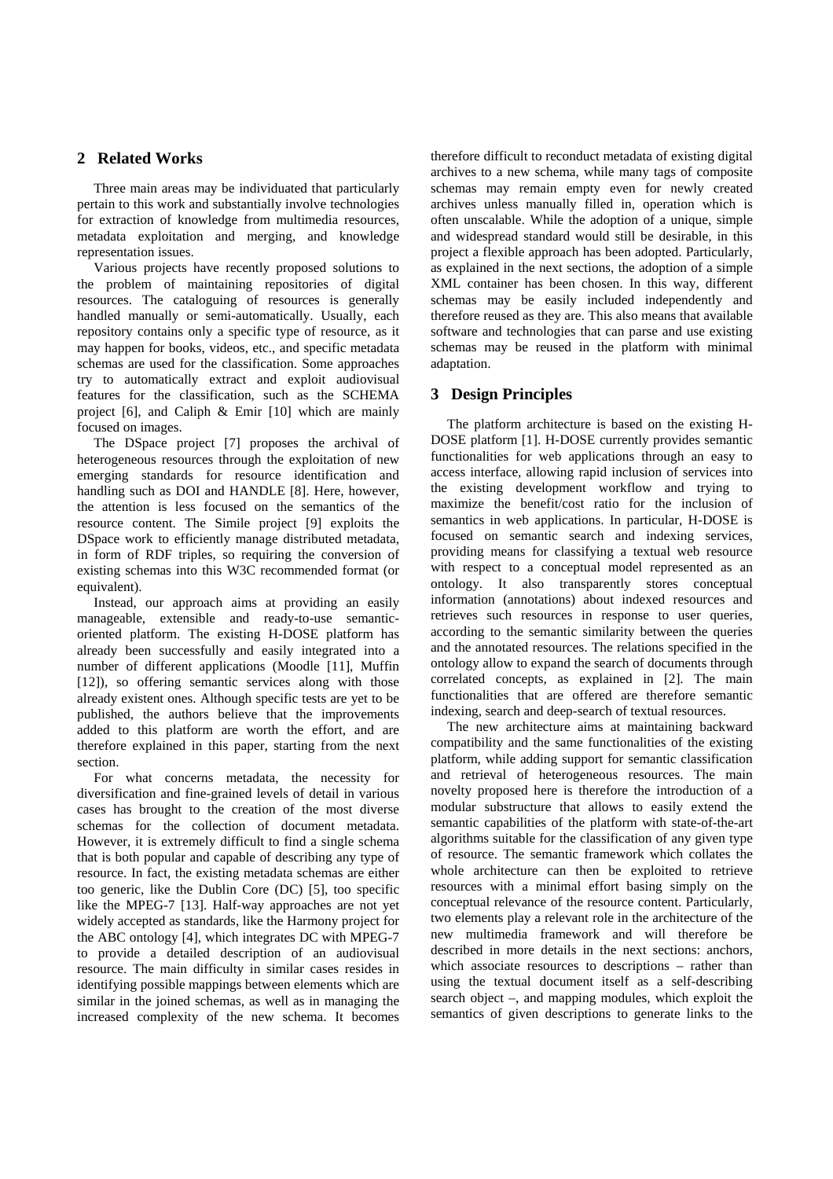## 2 Related Works

Three main areas may be individuated that particularly pertain to this work and substantially involve technologies for extraction of knowledge from multimedia resources, metadata exploitation and merging, and knowledge representation issues.

Various projects have recently proposed solutions to the problem of maintaining repositories of digital resources. The cataloguing of resources is generally handled manually or semi-automatically. Usually, each repository contains only a specific type of resource, as it may happen for books, videos, etc., and specific metadata schemas are used for the classification. Some approaches try to automatically extract and exploit audiovisual features for the classification, such as the SCHEMA project [6], and Caliph & Emir [10] which are mainly focused on images.

The DSpace project [7] proposes the archival of heterogeneous resources through the exploitation of new emerging standards for resource identification and handling such as DOI and HANDLE [8]. Here, however, the attention is less focused on the semantics of the resource content. The Simile project [9] exploits the DSpace work to efficiently manage distributed metadata, in form of RDF triples, so requiring the conversion of existing schemas into this W3C recommended format (or equivalent).

Instead, our approach aims at providing an easily manageable, extensible and ready-to-use semantic-oriented platform. The existing H-DOSE platform has already been successfully and easily integrated into a number of different applications (Moodle [11], Muffin [12]), so offering semantic services along with those already existent ones. Although specific tests are yet to be published, the authors believe that the improvements added to this platform are worth the effort, and are therefore explained in this paper, starting from the next section.

For what concerns metadata, the necessity for diversification and fine-grained levels of detail in various cases has brought to the creation of the most diverse schemas for the collection of document metadata. However, it is extremely difficult to find a single schema that is both popular and capable of describing any type of resource. In fact, the existing metadata schemas are either too generic, like the Dublin Core (DC) [5], too specific like the MPEG-7 [13]. Half-way approaches are not yet widely accepted as standards, like the Harmony project for the ABC ontology [4], which integrates DC with MPEG-7 to provide a detailed description of an audiovisual resource. The main difficulty in similar cases resides in identifying possible mappings between elements which are similar in the joined schemas, as well as in managing the increased complexity of the new schema. It becomes therefore difficult to reconduct metadata of existing digital archives to a new schema, while many tags of composite schemas may remain empty even for newly created archives unless manually filled in, operation which is often unscalable. While the adoption of a unique, simple and widespread standard would still be desirable, in this project a flexible approach has been adopted. Particularly, as explained in the next sections, the adoption of a simple XML container has been chosen. In this way, different schemas may be easily included independently and therefore reused as they are. This also means that available software and technologies that can parse and use existing schemas may be reused in the platform with minimal adaptation.

## 3 Design Principles

The platform architecture is based on the existing H-DOSE platform [1]. H-DOSE currently provides semantic functionalities for web applications through an easy to access interface, allowing rapid inclusion of services into the existing development workflow and trying to maximize the benefit/cost ratio for the inclusion of semantics in web applications. In particular, H-DOSE is focused on semantic search and indexing services, providing means for classifying a textual web resource with respect to a conceptual model represented as an ontology. It also transparently stores conceptual information (annotations) about indexed resources and retrieves such resources in response to user queries, according to the semantic similarity between the queries and the annotated resources. The relations specified in the ontology allow to expand the search of documents through correlated concepts, as explained in [2]. The main functionalities that are offered are therefore semantic indexing, search and deep-search of textual resources.

The new architecture aims at maintaining backward compatibility and the same functionalities of the existing platform, while adding support for semantic classification and retrieval of heterogeneous resources. The main novelty proposed here is therefore the introduction of a modular substructure that allows to easily extend the semantic capabilities of the platform with state-of-the-art algorithms suitable for the classification of any given type of resource. The semantic framework which collates the whole architecture can then be exploited to retrieve resources with a minimal effort basing simply on the conceptual relevance of the resource content. Particularly, two elements play a relevant role in the architecture of the new multimedia framework and will therefore be described in more details in the next sections: anchors, which associate resources to descriptions – rather than using the textual document itself as a self-describing search object –, and mapping modules, which exploit the semantics of given descriptions to generate links to the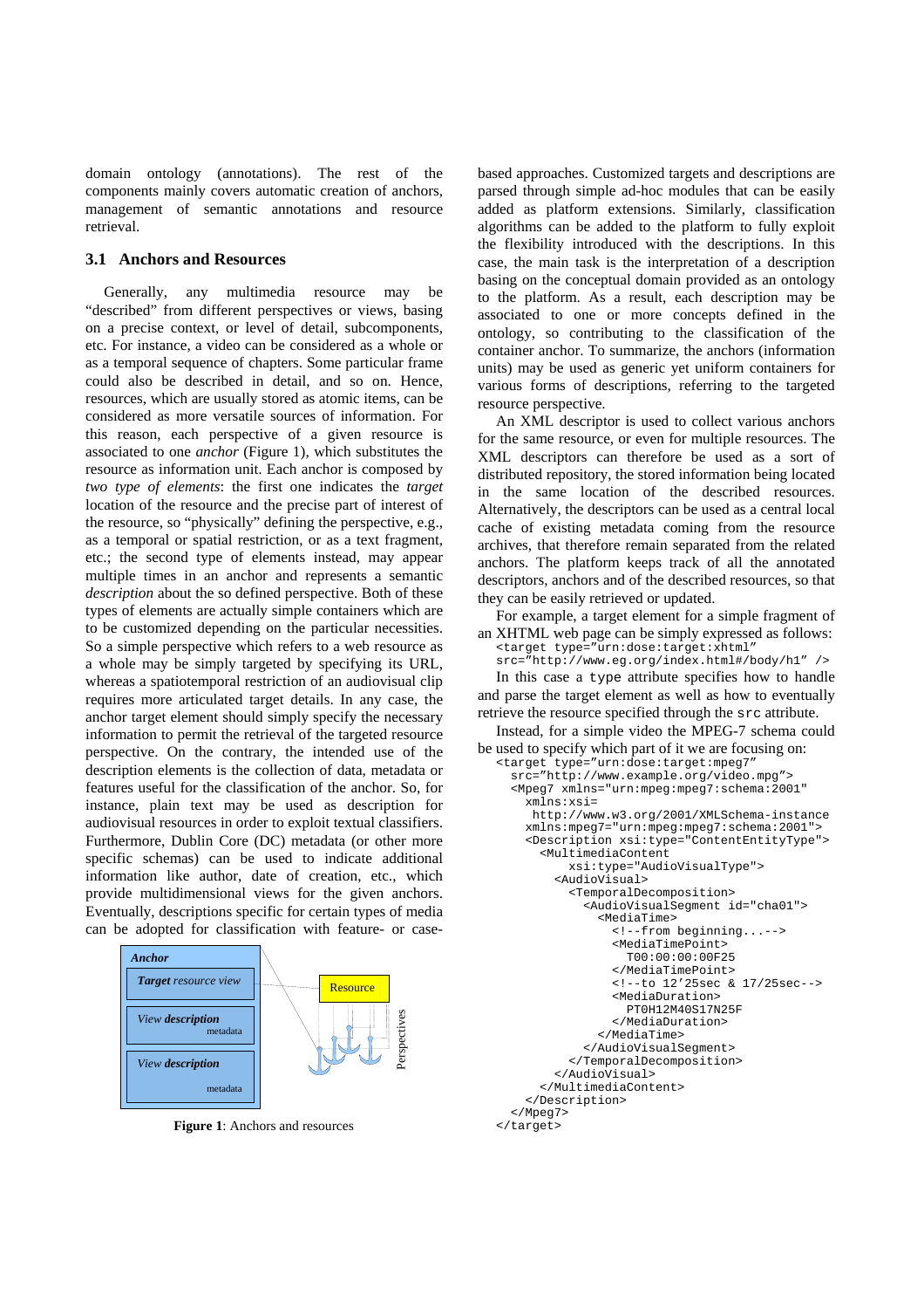domain ontology (annotations). The rest of the components mainly covers automatic creation of anchors, management of semantic annotations and resource retrieval.

### 3.1 Anchors and Resources

Generally, any multimedia resource may be "described" from different perspectives or views, basing on a precise context, or level of detail, subcomponents, etc. For instance, a video can be considered as a whole or as a temporal sequence of chapters. Some particular frame could also be described in detail, and so on. Hence, resources, which are usually stored as atomic items, can be considered as more versatile sources of information. For this reason, each perspective of a given resource is associated to one *anchor* (Figure 1), which substitutes the resource as information unit. Each anchor is composed by *two type of elements*: the first one indicates the *target* location of the resource and the precise part of interest of the resource, so "physically" defining the perspective, e.g., as a temporal or spatial restriction, or as a text fragment, etc.; the second type of elements instead, may appear multiple times in an anchor and represents a semantic *description* about the so defined perspective. Both of these types of elements are actually simple containers which are to be customized depending on the particular necessities. So a simple perspective which refers to a web resource as a whole may be simply targeted by specifying its URL, whereas a spatiotemporal restriction of an audiovisual clip requires more articulated target details. In any case, the anchor target element should simply specify the necessary information to permit the retrieval of the targeted resource perspective. On the contrary, the intended use of the description elements is the collection of data, metadata or features useful for the classification of the anchor. So, for instance, plain text may be used as description for audiovisual resources in order to exploit textual classifiers. Furthermore, Dublin Core (DC) metadata (or other more specific schemas) can be used to indicate additional information like author, date of creation, etc., which provide multidimensional views for the given anchors. Eventually, descriptions specific for certain types of media can be adopted for classification with feature- or case-

**Anchor**

***Target** resource view*

*View **description*** metadata

*View **description*** metadata

Resource

Perspectives

**Figure 1**: Anchors and resources

based approaches. Customized targets and descriptions are parsed through simple ad-hoc modules that can be easily added as platform extensions. Similarly, classification algorithms can be added to the platform to fully exploit the flexibility introduced with the descriptions. In this case, the main task is the interpretation of a description basing on the conceptual domain provided as an ontology to the platform. As a result, each description may be associated to one or more concepts defined in the ontology, so contributing to the classification of the container anchor. To summarize, the anchors (information units) may be used as generic yet uniform containers for various forms of descriptions, referring to the targeted resource perspective.

An XML descriptor is used to collect various anchors for the same resource, or even for multiple resources. The XML descriptors can therefore be used as a sort of distributed repository, the stored information being located in the same location of the described resources. Alternatively, the descriptors can be used as a central local cache of existing metadata coming from the resource archives, that therefore remain separated from the related anchors. The platform keeps track of all the annotated descriptors, anchors and of the described resources, so that they can be easily retrieved or updated.

For example, a target element for a simple fragment of an XHTML web page can be simply expressed as follows:

```
<target type="urn:dose:target:xhtml"
src="http://www.eg.org/index.html#/body/h1" />
```

In this case a `type` attribute specifies how to handle and parse the target element as well as how to eventually retrieve the resource specified through the `src` attribute.

Instead, for a simple video the MPEG-7 schema could be used to specify which part of it we are focusing on:

```
<target type="urn:dose:target:mpeg7"
  src="http://www.example.org/video.mpg">
  <Mpeg7 xmlns="urn:mpeg:mpeg7:schema:2001"
    xmlns:xsi=
     http://www.w3.org/2001/XMLSchema-instance
    xmlns:mpeg7="urn:mpeg:mpeg7:schema:2001">
    <Description xsi:type="ContentEntityType">
      <MultimediaContent
          xsi:type="AudioVisualType">
        <AudioVisual>
          <TemporalDecomposition>
            <AudioVisualSegment id="cha01">
              <MediaTime>
                <!--from beginning...-->
                <MediaTimePoint>
                  T00:00:00:00F25
                </MediaTimePoint>
                <!--to 12'25sec & 17/25sec-->
                <MediaDuration>
                  PT0H12M40S17N25F
                </MediaDuration>
              </MediaTime>
            </AudioVisualSegment>
          </TemporalDecomposition>
        </AudioVisual>
      </MultimediaContent>
    </Description>
  </Mpeg7>
</target>
```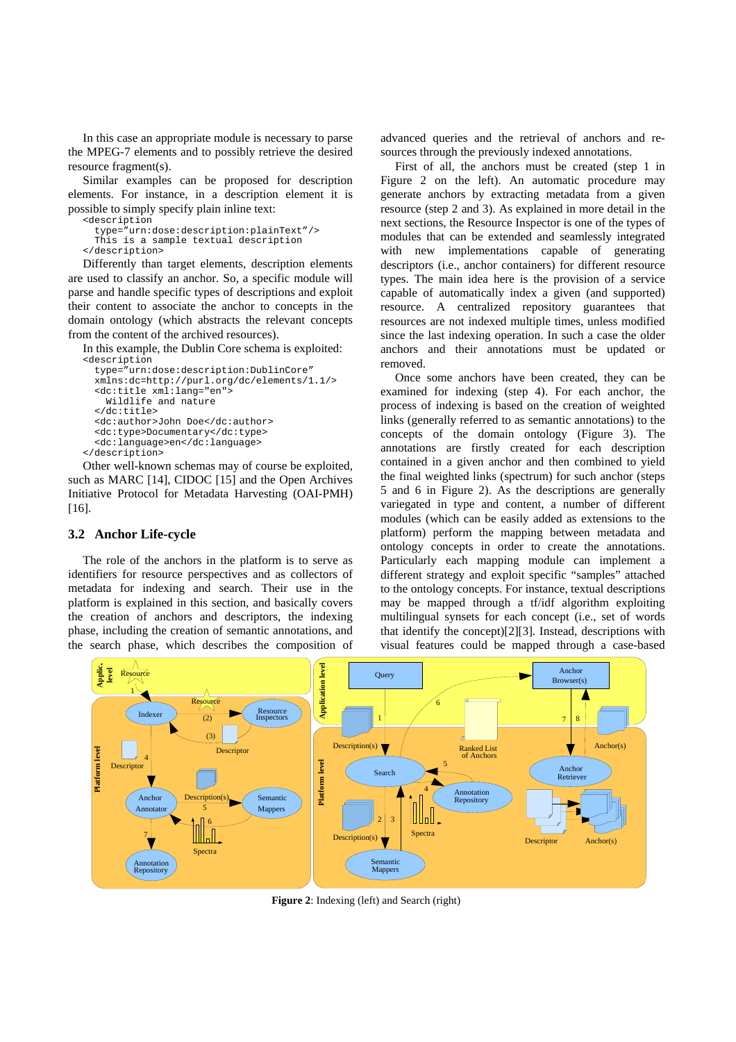In this case an appropriate module is necessary to parse the MPEG-7 elements and to possibly retrieve the desired resource fragment(s).

Similar examples can be proposed for description elements. For instance, in a description element it is possible to simply specify plain inline text:

```
<description
  type="urn:dose:description:plainText"/>
  This is a sample textual description
</description>
```

Differently than target elements, description elements are used to classify an anchor. So, a specific module will parse and handle specific types of descriptions and exploit their content to associate the anchor to concepts in the domain ontology (which abstracts the relevant concepts from the content of the archived resources).

In this example, the Dublin Core schema is exploited:

```
<description
  type="urn:dose:description:DublinCore"
  xmlns:dc=http://purl.org/dc/elements/1.1/>
  <dc:title xml:lang="en">
    Wildlife and nature
  </dc:title>
  <dc:author>John Doe</dc:author>
  <dc:type>Documentary</dc:type>
  <dc:language>en</dc:language>
</description>
```

Other well-known schemas may of course be exploited, such as MARC [14], CIDOC [15] and the Open Archives Initiative Protocol for Metadata Harvesting (OAI-PMH) [16].

### 3.2 Anchor Life-cycle

The role of the anchors in the platform is to serve as identifiers for resource perspectives and as collectors of metadata for indexing and search. Their use in the platform is explained in this section, and basically covers the creation of anchors and descriptors, the indexing phase, including the creation of semantic annotations, and the search phase, which describes the composition of advanced queries and the retrieval of anchors and resources through the previously indexed annotations.

First of all, the anchors must be created (step 1 in Figure 2 on the left). An automatic procedure may generate anchors by extracting metadata from a given resource (step 2 and 3). As explained in more detail in the next sections, the Resource Inspector is one of the types of modules that can be extended and seamlessly integrated with new implementations capable of generating descriptors (i.e., anchor containers) for different resource types. The main idea here is the provision of a service capable of automatically index a given (and supported) resource. A centralized repository guarantees that resources are not indexed multiple times, unless modified since the last indexing operation. In such a case the older anchors and their annotations must be updated or removed.

Once some anchors have been created, they can be examined for indexing (step 4). For each anchor, the process of indexing is based on the creation of weighted links (generally referred to as semantic annotations) to the concepts of the domain ontology (Figure 3). The annotations are firstly created for each description contained in a given anchor and then combined to yield the final weighted links (spectrum) for such anchor (steps 5 and 6 in Figure 2). As the descriptions are generally variegated in type and content, a number of different modules (which can be easily added as extensions to the platform) perform the mapping between metadata and ontology concepts in order to create the annotations. Particularly each mapping module can implement a different strategy and exploit specific "samples" attached to the ontology concepts. For instance, textual descriptions may be mapped through a tf/idf algorithm exploiting multilingual synsets for each concept (i.e., set of words that identify the concept)[2][3]. Instead, descriptions with visual features could be mapped through a case-based

**Figure 2**: Indexing (left) and Search (right)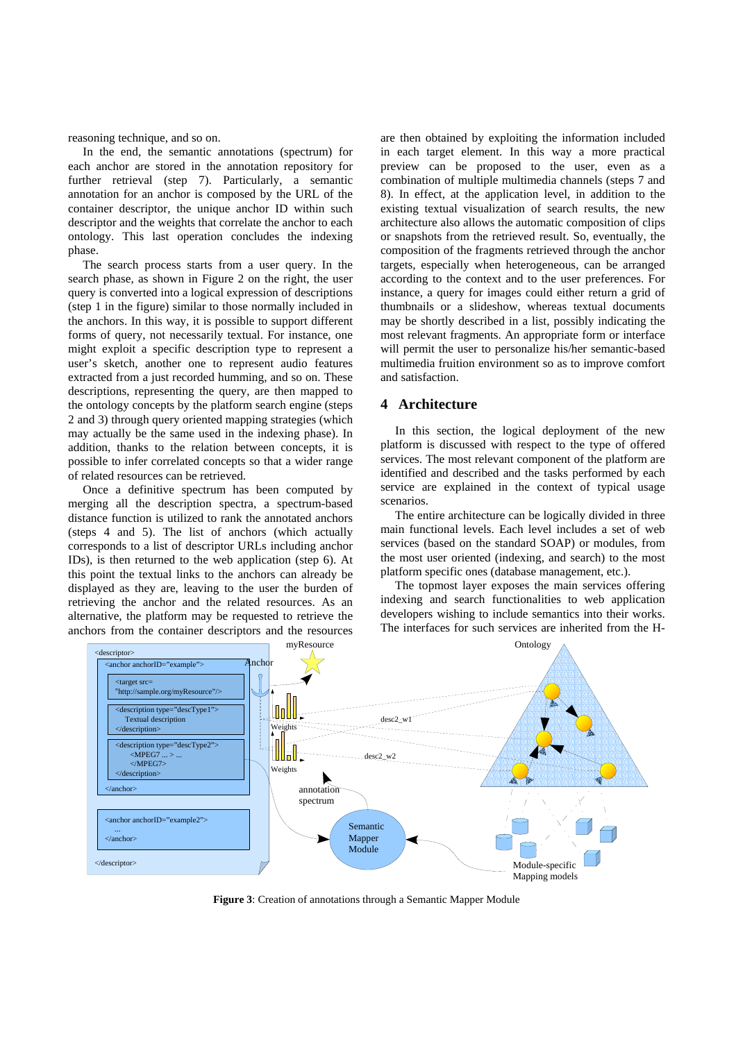reasoning technique, and so on.

In the end, the semantic annotations (spectrum) for each anchor are stored in the annotation repository for further retrieval (step 7). Particularly, a semantic annotation for an anchor is composed by the URL of the container descriptor, the unique anchor ID within such descriptor and the weights that correlate the anchor to each ontology. This last operation concludes the indexing phase.

The search process starts from a user query. In the search phase, as shown in Figure 2 on the right, the user query is converted into a logical expression of descriptions (step 1 in the figure) similar to those normally included in the anchors. In this way, it is possible to support different forms of query, not necessarily textual. For instance, one might exploit a specific description type to represent a user's sketch, another one to represent audio features extracted from a just recorded humming, and so on. These descriptions, representing the query, are then mapped to the ontology concepts by the platform search engine (steps 2 and 3) through query oriented mapping strategies (which may actually be the same used in the indexing phase). In addition, thanks to the relation between concepts, it is possible to infer correlated concepts so that a wider range of related resources can be retrieved.

Once a definitive spectrum has been computed by merging all the description spectra, a spectrum-based distance function is utilized to rank the annotated anchors (steps 4 and 5). The list of anchors (which actually corresponds to a list of descriptor URLs including anchor IDs), is then returned to the web application (step 6). At this point the textual links to the anchors can already be displayed as they are, leaving to the user the burden of retrieving the anchor and the related resources. As an alternative, the platform may be requested to retrieve the anchors from the container descriptors and the resources are then obtained by exploiting the information included in each target element. In this way a more practical preview can be proposed to the user, even as a combination of multiple multimedia channels (steps 7 and 8). In effect, at the application level, in addition to the existing textual visualization of search results, the new architecture also allows the automatic composition of clips or snapshots from the retrieved result. So, eventually, the composition of the fragments retrieved through the anchor targets, especially when heterogeneous, can be arranged according to the context and to the user preferences. For instance, a query for images could either return a grid of thumbnails or a slideshow, whereas textual documents may be shortly described in a list, possibly indicating the most relevant fragments. An appropriate form or interface will permit the user to personalize his/her semantic-based multimedia fruition environment so as to improve comfort and satisfaction.

## 4 Architecture

In this section, the logical deployment of the new platform is discussed with respect to the type of offered services. The most relevant component of the platform are identified and described and the tasks performed by each service are explained in the context of typical usage scenarios.

The entire architecture can be logically divided in three main functional levels. Each level includes a set of web services (based on the standard SOAP) or modules, from the most user oriented (indexing, and search) to the most platform specific ones (database management, etc.).

The topmost layer exposes the main services offering indexing and search functionalities to web application developers wishing to include semantics into their works. The interfaces for such services are inherited from the H-

**Figure 3**: Creation of annotations through a Semantic Mapper Module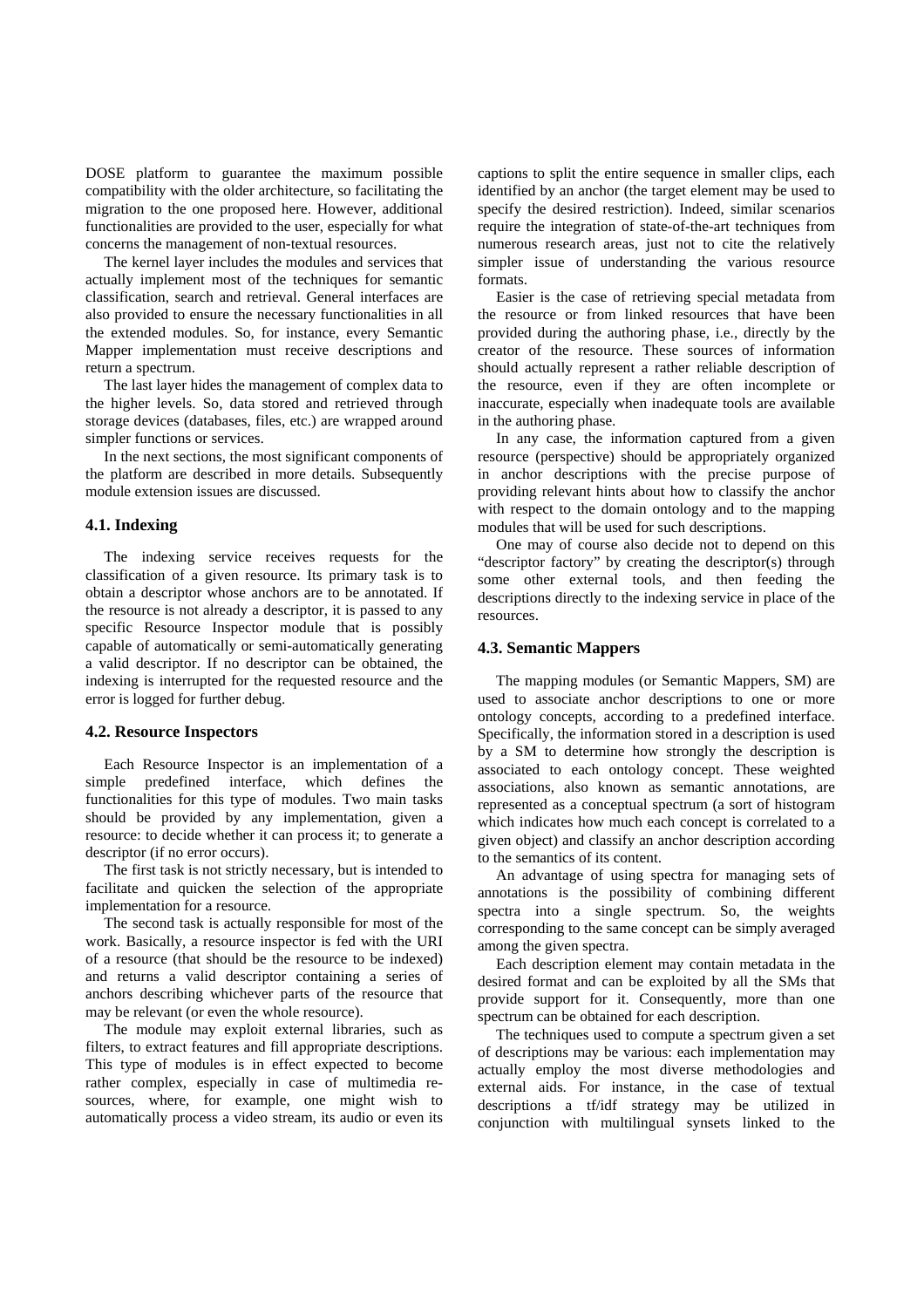DOSE platform to guarantee the maximum possible compatibility with the older architecture, so facilitating the migration to the one proposed here. However, additional functionalities are provided to the user, especially for what concerns the management of non-textual resources.

The kernel layer includes the modules and services that actually implement most of the techniques for semantic classification, search and retrieval. General interfaces are also provided to ensure the necessary functionalities in all the extended modules. So, for instance, every Semantic Mapper implementation must receive descriptions and return a spectrum.

The last layer hides the management of complex data to the higher levels. So, data stored and retrieved through storage devices (databases, files, etc.) are wrapped around simpler functions or services.

In the next sections, the most significant components of the platform are described in more details. Subsequently module extension issues are discussed.

### 4.1. Indexing

The indexing service receives requests for the classification of a given resource. Its primary task is to obtain a descriptor whose anchors are to be annotated. If the resource is not already a descriptor, it is passed to any specific Resource Inspector module that is possibly capable of automatically or semi-automatically generating a valid descriptor. If no descriptor can be obtained, the indexing is interrupted for the requested resource and the error is logged for further debug.

### 4.2. Resource Inspectors

Each Resource Inspector is an implementation of a simple predefined interface, which defines the functionalities for this type of modules. Two main tasks should be provided by any implementation, given a resource: to decide whether it can process it; to generate a descriptor (if no error occurs).

The first task is not strictly necessary, but is intended to facilitate and quicken the selection of the appropriate implementation for a resource.

The second task is actually responsible for most of the work. Basically, a resource inspector is fed with the URI of a resource (that should be the resource to be indexed) and returns a valid descriptor containing a series of anchors describing whichever parts of the resource that may be relevant (or even the whole resource).

The module may exploit external libraries, such as filters, to extract features and fill appropriate descriptions. This type of modules is in effect expected to become rather complex, especially in case of multimedia resources, where, for example, one might wish to automatically process a video stream, its audio or even its captions to split the entire sequence in smaller clips, each identified by an anchor (the target element may be used to specify the desired restriction). Indeed, similar scenarios require the integration of state-of-the-art techniques from numerous research areas, just not to cite the relatively simpler issue of understanding the various resource formats.

Easier is the case of retrieving special metadata from the resource or from linked resources that have been provided during the authoring phase, i.e., directly by the creator of the resource. These sources of information should actually represent a rather reliable description of the resource, even if they are often incomplete or inaccurate, especially when inadequate tools are available in the authoring phase.

In any case, the information captured from a given resource (perspective) should be appropriately organized in anchor descriptions with the precise purpose of providing relevant hints about how to classify the anchor with respect to the domain ontology and to the mapping modules that will be used for such descriptions.

One may of course also decide not to depend on this "descriptor factory" by creating the descriptor(s) through some other external tools, and then feeding the descriptions directly to the indexing service in place of the resources.

### 4.3. Semantic Mappers

The mapping modules (or Semantic Mappers, SM) are used to associate anchor descriptions to one or more ontology concepts, according to a predefined interface. Specifically, the information stored in a description is used by a SM to determine how strongly the description is associated to each ontology concept. These weighted associations, also known as semantic annotations, are represented as a conceptual spectrum (a sort of histogram which indicates how much each concept is correlated to a given object) and classify an anchor description according to the semantics of its content.

An advantage of using spectra for managing sets of annotations is the possibility of combining different spectra into a single spectrum. So, the weights corresponding to the same concept can be simply averaged among the given spectra.

Each description element may contain metadata in the desired format and can be exploited by all the SMs that provide support for it. Consequently, more than one spectrum can be obtained for each description.

The techniques used to compute a spectrum given a set of descriptions may be various: each implementation may actually employ the most diverse methodologies and external aids. For instance, in the case of textual descriptions a tf/idf strategy may be utilized in conjunction with multilingual synsets linked to the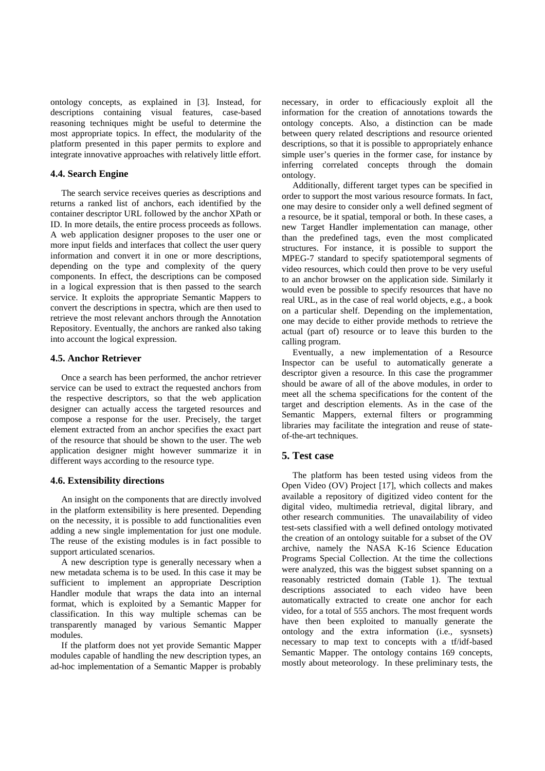ontology concepts, as explained in [3]. Instead, for descriptions containing visual features, case-based reasoning techniques might be useful to determine the most appropriate topics. In effect, the modularity of the platform presented in this paper permits to explore and integrate innovative approaches with relatively little effort.

### 4.4. Search Engine

The search service receives queries as descriptions and returns a ranked list of anchors, each identified by the container descriptor URL followed by the anchor XPath or ID. In more details, the entire process proceeds as follows. A web application designer proposes to the user one or more input fields and interfaces that collect the user query information and convert it in one or more descriptions, depending on the type and complexity of the query components. In effect, the descriptions can be composed in a logical expression that is then passed to the search service. It exploits the appropriate Semantic Mappers to convert the descriptions in spectra, which are then used to retrieve the most relevant anchors through the Annotation Repository. Eventually, the anchors are ranked also taking into account the logical expression.

### 4.5. Anchor Retriever

Once a search has been performed, the anchor retriever service can be used to extract the requested anchors from the respective descriptors, so that the web application designer can actually access the targeted resources and compose a response for the user. Precisely, the target element extracted from an anchor specifies the exact part of the resource that should be shown to the user. The web application designer might however summarize it in different ways according to the resource type.

### 4.6. Extensibility directions

An insight on the components that are directly involved in the platform extensibility is here presented. Depending on the necessity, it is possible to add functionalities even adding a new single implementation for just one module. The reuse of the existing modules is in fact possible to support articulated scenarios.

A new description type is generally necessary when a new metadata schema is to be used. In this case it may be sufficient to implement an appropriate Description Handler module that wraps the data into an internal format, which is exploited by a Semantic Mapper for classification. In this way multiple schemas can be transparently managed by various Semantic Mapper modules.

If the platform does not yet provide Semantic Mapper modules capable of handling the new description types, an ad-hoc implementation of a Semantic Mapper is probably necessary, in order to efficaciously exploit all the information for the creation of annotations towards the ontology concepts. Also, a distinction can be made between query related descriptions and resource oriented descriptions, so that it is possible to appropriately enhance simple user's queries in the former case, for instance by inferring correlated concepts through the domain ontology.

Additionally, different target types can be specified in order to support the most various resource formats. In fact, one may desire to consider only a well defined segment of a resource, be it spatial, temporal or both. In these cases, a new Target Handler implementation can manage, other than the predefined tags, even the most complicated structures. For instance, it is possible to support the MPEG-7 standard to specify spatiotemporal segments of video resources, which could then prove to be very useful to an anchor browser on the application side. Similarly it would even be possible to specify resources that have no real URL, as in the case of real world objects, e.g., a book on a particular shelf. Depending on the implementation, one may decide to either provide methods to retrieve the actual (part of) resource or to leave this burden to the calling program.

Eventually, a new implementation of a Resource Inspector can be useful to automatically generate a descriptor given a resource. In this case the programmer should be aware of all of the above modules, in order to meet all the schema specifications for the content of the target and description elements. As in the case of the Semantic Mappers, external filters or programming libraries may facilitate the integration and reuse of state-of-the-art techniques.

## 5. Test case

The platform has been tested using videos from the Open Video (OV) Project [17], which collects and makes available a repository of digitized video content for the digital video, multimedia retrieval, digital library, and other research communities. The unavailability of video test-sets classified with a well defined ontology motivated the creation of an ontology suitable for a subset of the OV archive, namely the NASA K-16 Science Education Programs Special Collection. At the time the collections were analyzed, this was the biggest subset spanning on a reasonably restricted domain (Table 1). The textual descriptions associated to each video have been automatically extracted to create one anchor for each video, for a total of 555 anchors. The most frequent words have then been exploited to manually generate the ontology and the extra information (i.e., sysnsets) necessary to map text to concepts with a tf/idf-based Semantic Mapper. The ontology contains 169 concepts, mostly about meteorology. In these preliminary tests, the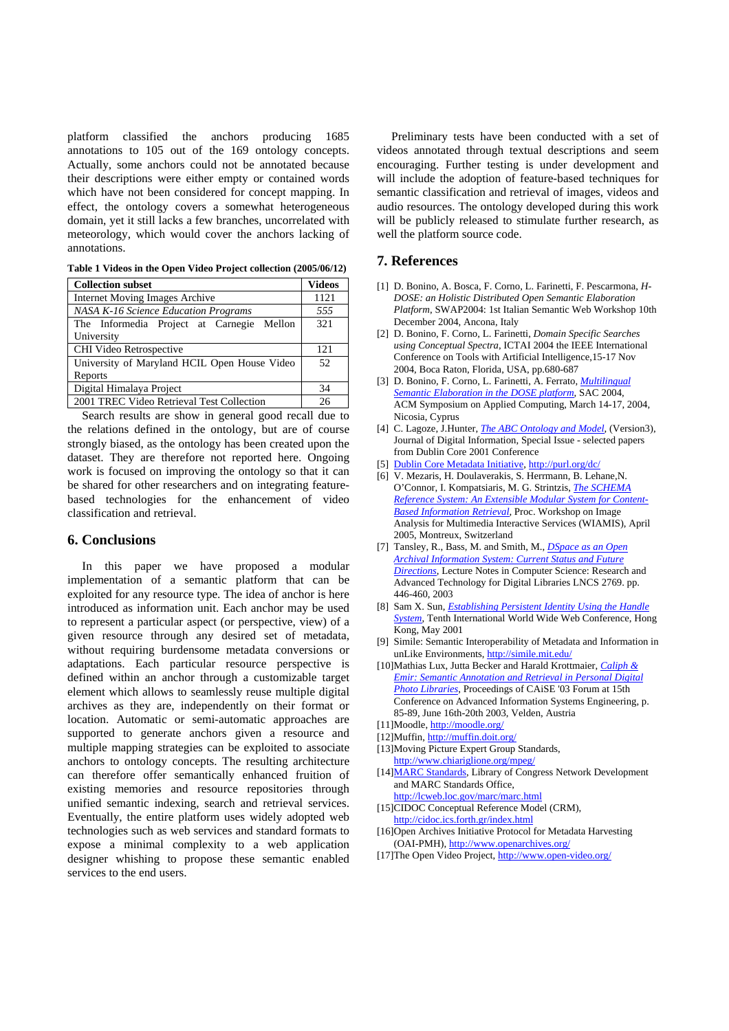platform classified the anchors producing 1685 annotations to 105 out of the 169 ontology concepts. Actually, some anchors could not be annotated because their descriptions were either empty or contained words which have not been considered for concept mapping. In effect, the ontology covers a somewhat heterogeneous domain, yet it still lacks a few branches, uncorrelated with meteorology, which would cover the anchors lacking of annotations.

**Table 1 Videos in the Open Video Project collection (2005/06/12)**

| Collection subset | Videos |
|---|---|
| Internet Moving Images Archive | 1121 |
| *NASA K-16 Science Education Programs* | *555* |
| The Informedia Project at Carnegie Mellon University | 321 |
| CHI Video Retrospective | 121 |
| University of Maryland HCIL Open House Video Reports | 52 |
| Digital Himalaya Project | 34 |
| 2001 TREC Video Retrieval Test Collection | 26 |

Search results are show in general good recall due to the relations defined in the ontology, but are of course strongly biased, as the ontology has been created upon the dataset. They are therefore not reported here. Ongoing work is focused on improving the ontology so that it can be shared for other researchers and on integrating feature-based technologies for the enhancement of video classification and retrieval.

## 6. Conclusions

In this paper we have proposed a modular implementation of a semantic platform that can be exploited for any resource type. The idea of anchor is here introduced as information unit. Each anchor may be used to represent a particular aspect (or perspective, view) of a given resource through any desired set of metadata, without requiring burdensome metadata conversions or adaptations. Each particular resource perspective is defined within an anchor through a customizable target element which allows to seamlessly reuse multiple digital archives as they are, independently on their format or location. Automatic or semi-automatic approaches are supported to generate anchors given a resource and multiple mapping strategies can be exploited to associate anchors to ontology concepts. The resulting architecture can therefore offer semantically enhanced fruition of existing memories and resource repositories through unified semantic indexing, search and retrieval services. Eventually, the entire platform uses widely adopted web technologies such as web services and standard formats to expose a minimal complexity to a web application designer whishing to propose these semantic enabled services to the end users.

Preliminary tests have been conducted with a set of videos annotated through textual descriptions and seem encouraging. Further testing is under development and will include the adoption of feature-based techniques for semantic classification and retrieval of images, videos and audio resources. The ontology developed during this work will be publicly released to stimulate further research, as well the platform source code.

## 7. References

[1] D. Bonino, A. Bosca, F. Corno, L. Farinetti, F. Pescarmona, *H-DOSE: an Holistic Distributed Open Semantic Elaboration Platform*, SWAP2004: 1st Italian Semantic Web Workshop 10th December 2004, Ancona, Italy

[2] D. Bonino, F. Corno, L. Farinetti, *Domain Specific Searches using Conceptual Spectra*, ICTAI 2004 the IEEE International Conference on Tools with Artificial Intelligence,15-17 Nov 2004, Boca Raton, Florida, USA, pp.680-687

[3] D. Bonino, F. Corno, L. Farinetti, A. Ferrato, *Multilingual Semantic Elaboration in the DOSE platform*, SAC 2004, ACM Symposium on Applied Computing, March 14-17, 2004, Nicosia, Cyprus

[4] C. Lagoze, J.Hunter, *The ABC Ontology and Model*, (Version3), Journal of Digital Information, Special Issue - selected papers from Dublin Core 2001 Conference

[5] Dublin Core Metadata Initiative, http://purl.org/dc/

[6] V. Mezaris, H. Doulaverakis, S. Herrmann, B. Lehane,N. O'Connor, I. Kompatsiaris, M. G. Strintzis, *The SCHEMA Reference System: An Extensible Modular System for Content-Based Information Retrieval*, Proc. Workshop on Image Analysis for Multimedia Interactive Services (WIAMIS), April 2005, Montreux, Switzerland

[7] Tansley, R., Bass, M. and Smith, M., *DSpace as an Open Archival Information System: Current Status and Future Directions*, Lecture Notes in Computer Science: Research and Advanced Technology for Digital Libraries LNCS 2769. pp. 446-460, 2003

[8] Sam X. Sun, *Establishing Persistent Identity Using the Handle System*, Tenth International World Wide Web Conference, Hong Kong, May 2001

[9] Simile: Semantic Interoperability of Metadata and Information in unLike Environments, http://simile.mit.edu/

[10] Mathias Lux, Jutta Becker and Harald Krottmaier, *Caliph & Emir: Semantic Annotation and Retrieval in Personal Digital Photo Libraries*, Proceedings of CAiSE '03 Forum at 15th Conference on Advanced Information Systems Engineering, p. 85-89, June 16th-20th 2003, Velden, Austria

[11] Moodle, http://moodle.org/

[12] Muffin, http://muffin.doit.org/

[13] Moving Picture Expert Group Standards, http://www.chiariglione.org/mpeg/

[14] MARC Standards, Library of Congress Network Development and MARC Standards Office, http://lcweb.loc.gov/marc/marc.html

[15] CIDOC Conceptual Reference Model (CRM), http://cidoc.ics.forth.gr/index.html

[16] Open Archives Initiative Protocol for Metadata Harvesting (OAI-PMH), http://www.openarchives.org/

[17] The Open Video Project, http://www.open-video.org/